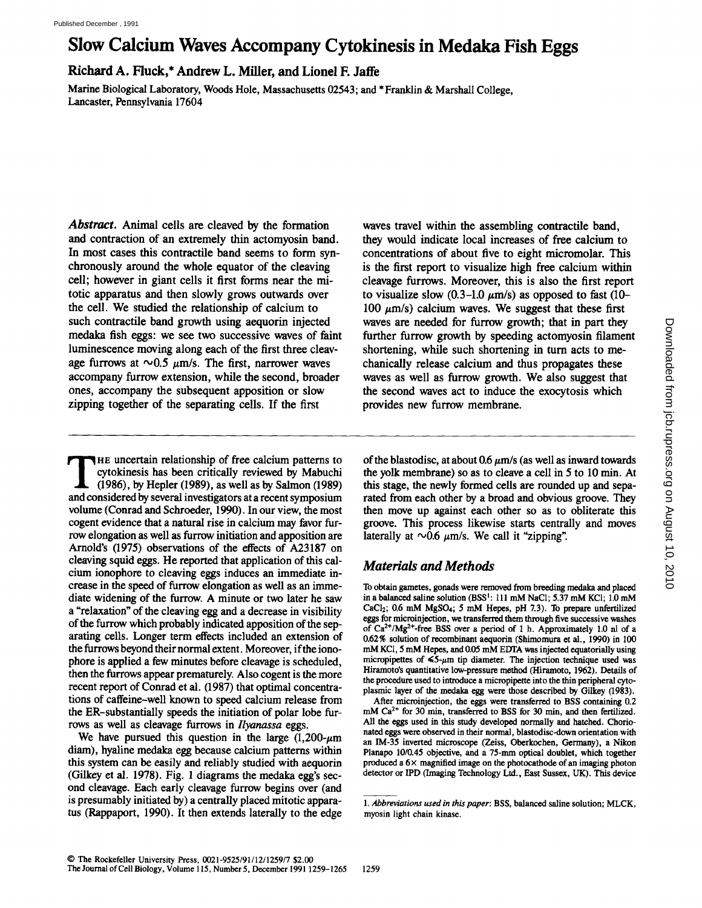# Slow Calcium Waves Accompany Cytokinesis in Medaka Fish Eggs

**Richard A. Fluck,* Andrew L. Miller, and Lionel F. Jaffe**

Marine Biological Laboratory, Woods Hole, Massachusetts 02543; and *Franklin & Marshall College, Lancaster, Pennsylvania 17604

***Abstract.*** Animal cells are cleaved by the formation and contraction of an extremely thin actomyosin band. In most cases this contractile band seems to form synchronously around the whole equator of the cleaving cell; however in giant cells it first forms near the mitotic apparatus and then slowly grows outwards over the cell. We studied the relationship of calcium to such contractile band growth using aequorin injected medaka fish eggs: we see two successive waves of faint luminescence moving along each of the first three cleavage furrows at ~0.5 μm/s. The first, narrower waves accompany furrow extension, while the second, broader ones, accompany the subsequent apposition or slow zipping together of the separating cells. If the first waves travel within the assembling contractile band, they would indicate local increases of free calcium to concentrations of about five to eight micromolar. This is the first report to visualize high free calcium within cleavage furrows. Moreover, this is also the first report to visualize slow (0.3–1.0 μm/s) as opposed to fast (10–100 μm/s) calcium waves. We suggest that these first waves are needed for furrow growth; that in part they further furrow growth by speeding actomyosin filament shortening, while such shortening in turn acts to mechanically release calcium and thus propagates these waves as well as furrow growth. We also suggest that the second waves act to induce the exocytosis which provides new furrow membrane.

THE uncertain relationship of free calcium patterns to cytokinesis has been critically reviewed by Mabuchi (1986), by Hepler (1989), as well as by Salmon (1989) and considered by several investigators at a recent symposium volume (Conrad and Schroeder, 1990). In our view, the most cogent evidence that a natural rise in calcium may favor furrow elongation as well as furrow initiation and apposition are Arnold's (1975) observations of the effects of A23187 on cleaving squid eggs. He reported that application of this calcium ionophore to cleaving eggs induces an immediate increase in the speed of furrow elongation as well as an immediate widening of the furrow. A minute or two later he saw a "relaxation" of the cleaving egg and a decrease in visibility of the furrow which probably indicated apposition of the separating cells. Longer term effects included an extension of the furrows beyond their normal extent. Moreover, if the ionophore is applied a few minutes before cleavage is scheduled, then the furrows appear prematurely. Also cogent is the more recent report of Conrad et al. (1987) that optimal concentrations of caffeine–well known to speed calcium release from the ER–substantially speeds the initiation of polar lobe furrows as well as cleavage furrows in *Ilyanassa* eggs.

We have pursued this question in the large (1,200-μm diam), hyaline medaka egg because calcium patterns within this system can be easily and reliably studied with aequorin (Gilkey et al. 1978). Fig. 1 diagrams the medaka egg's second cleavage. Each early cleavage furrow begins over (and is presumably initiated by) a centrally placed mitotic apparatus (Rappaport, 1990). It then extends laterally to the edge of the blastodisc, at about 0.6 μm/s (as well as inward towards the yolk membrane) so as to cleave a cell in 5 to 10 min. At this stage, the newly formed cells are rounded up and separated from each other by a broad and obvious groove. They then move up against each other so as to obliterate this groove. This process likewise starts centrally and moves laterally at ~0.6 μm/s. We call it "zipping".

## Materials and Methods

To obtain gametes, gonads were removed from breeding medaka and placed in a balanced saline solution (BSS[1]: 111 mM NaCl; 5.37 mM KCl; 1.0 mM $CaCl_2$; 0.6 mM $MgSO_4$; 5 mM Hepes, pH 7.3). To prepare unfertilized eggs for microinjection, we transferred them through five successive washes of $Ca^{2+}/Mg^{2+}$-free BSS over a period of 1 h. Approximately 1.0 nl of a 0.62% solution of recombinant aequorin (Shimomura et al., 1990) in 100 mM KCl, 5 mM Hepes, and 0.05 mM EDTA was injected equatorially using micropipettes of ≤5-μm tip diameter. The injection technique used was Hiramoto's quantitative low-pressure method (Hiramoto, 1962). Details of the procedure used to introduce a micropipette into the thin peripheral cytoplasmic layer of the medaka egg were those described by Gilkey (1983).

After microinjection, the eggs were transferred to BSS containing 0.2 mM $Ca^{2+}$ for 30 min, transferred to BSS for 30 min, and then fertilized. All the eggs used in this study developed normally and hatched. Chorionated eggs were observed in their normal, blastodisc-down orientation with an IM-35 inverted microscope (Zeiss, Oberkochen, Germany), a Nikon Planapo 10/0.45 objective, and a 75-mm optical doublet, which together produced a 6× magnified image on the photocathode of an imaging photon detector or IPD (Imaging Technology Ltd., East Sussex, UK). This device

1. *Abbreviations used in this paper*: BSS, balanced saline solution; MLCK, myosin light chain kinase.

© The Rockefeller University Press, 0021-9525/91/12/1259/7 $2.00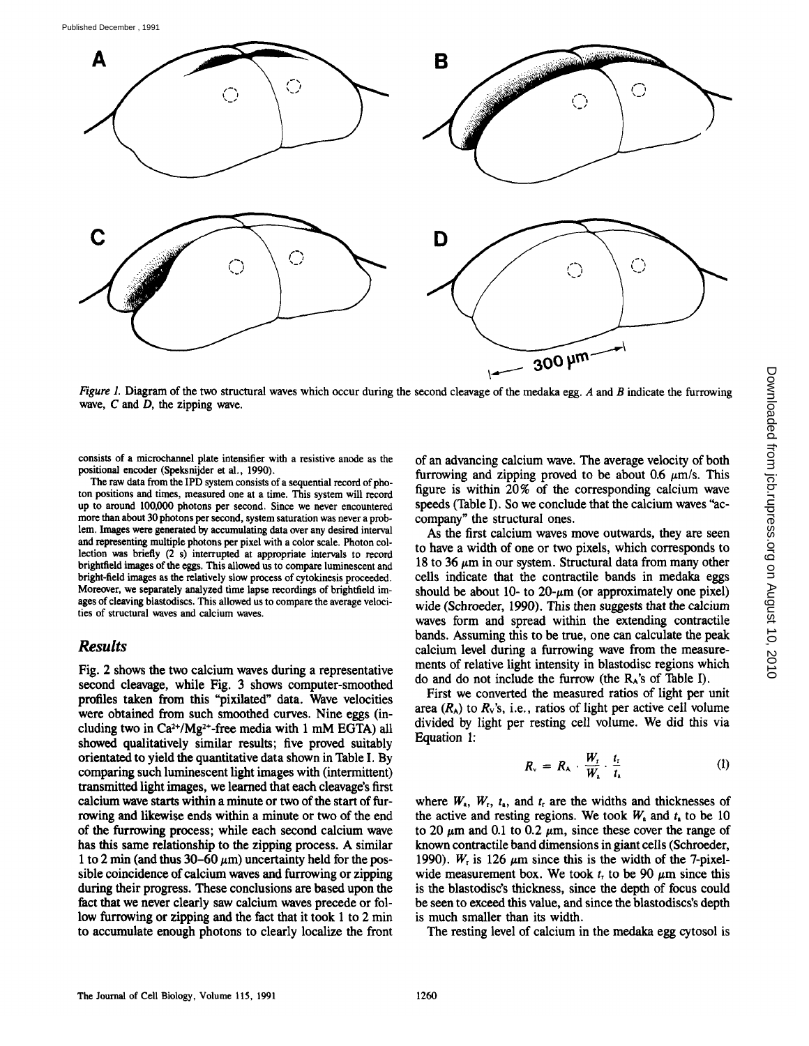*Figure 1.* Diagram of the two structural waves which occur during the second cleavage of the medaka egg. *A* and *B* indicate the furrowing wave, *C* and *D*, the zipping wave.

consists of a microchannel plate intensifier with a resistive anode as the positional encoder (Speksnijder et al., 1990).

The raw data from the IPD system consists of a sequential record of photon positions and times, measured one at a time. This system will record up to around 100,000 photons per second. Since we never encountered more than about 30 photons per second, system saturation was never a problem. Images were generated by accumulating data over any desired interval and representing multiple photons per pixel with a color scale. Photon collection was briefly (2 s) interrupted at appropriate intervals to record brightfield images of the eggs. This allowed us to compare luminescent and bright-field images as the relatively slow process of cytokinesis proceeded. Moreover, we separately analyzed time lapse recordings of brightfield images of cleaving blastodiscs. This allowed us to compare the average velocities of structural waves and calcium waves.

## Results

Fig. 2 shows the two calcium waves during a representative second cleavage, while Fig. 3 shows computer-smoothed profiles taken from this "pixilated" data. Wave velocities were obtained from such smoothed curves. Nine eggs (including two in $Ca^{2+}/Mg^{2+}$-free media with 1 mM EGTA) all showed qualitatively similar results; five proved suitably orientated to yield the quantitative data shown in Table I. By comparing such luminescent light images with (intermittent) transmitted light images, we learned that each cleavage's first calcium wave starts within a minute or two of the start of furrowing and likewise ends within a minute or two of the end of the furrowing process; while each second calcium wave has this same relationship to the zipping process. A similar 1 to 2 min (and thus 30–60 μm) uncertainty held for the possible coincidence of calcium waves and furrowing or zipping during their progress. These conclusions are based upon the fact that we never clearly saw calcium waves precede or follow furrowing or zipping and the fact that it took 1 to 2 min to accumulate enough photons to clearly localize the front of an advancing calcium wave. The average velocity of both furrowing and zipping proved to be about 0.6 μm/s. This figure is within 20% of the corresponding calcium wave speeds (Table I). So we conclude that the calcium waves "accompany" the structural ones.

As the first calcium waves move outwards, they are seen to have a width of one or two pixels, which corresponds to 18 to 36 μm in our system. Structural data from many other cells indicate that the contractile bands in medaka eggs should be about 10- to 20-μm (or approximately one pixel) wide (Schroeder, 1990). This then suggests that the calcium waves form and spread within the extending contractile bands. Assuming this to be true, one can calculate the peak calcium level during a furrowing wave from the measurements of relative light intensity in blastodisc regions which do and do not include the furrow (the $R_A$'s of Table I).

First we converted the measured ratios of light per unit area ($R_A$) to $R_V$'s, i.e., ratios of light per active cell volume divided by light per resting cell volume. We did this via Equation 1:

$$R_v = R_A \cdot \frac{W_r}{W_a} \cdot \frac{t_r}{t_a} \quad (1)$$

where $W_a$, $W_r$, $t_a$, and $t_r$ are the widths and thicknesses of the active and resting regions. We took $W_a$ and $t_a$ to be 10 to 20 μm and 0.1 to 0.2 μm, since these cover the range of known contractile band dimensions in giant cells (Schroeder, 1990). $W_r$ is 126 μm since this is the width of the 7-pixel-wide measurement box. We took $t_r$ to be 90 μm since this is the blastodisc's thickness, since the depth of focus could be seen to exceed this value, and since the blastodiscs's depth is much smaller than its width.

The resting level of calcium in the medaka egg cytosol is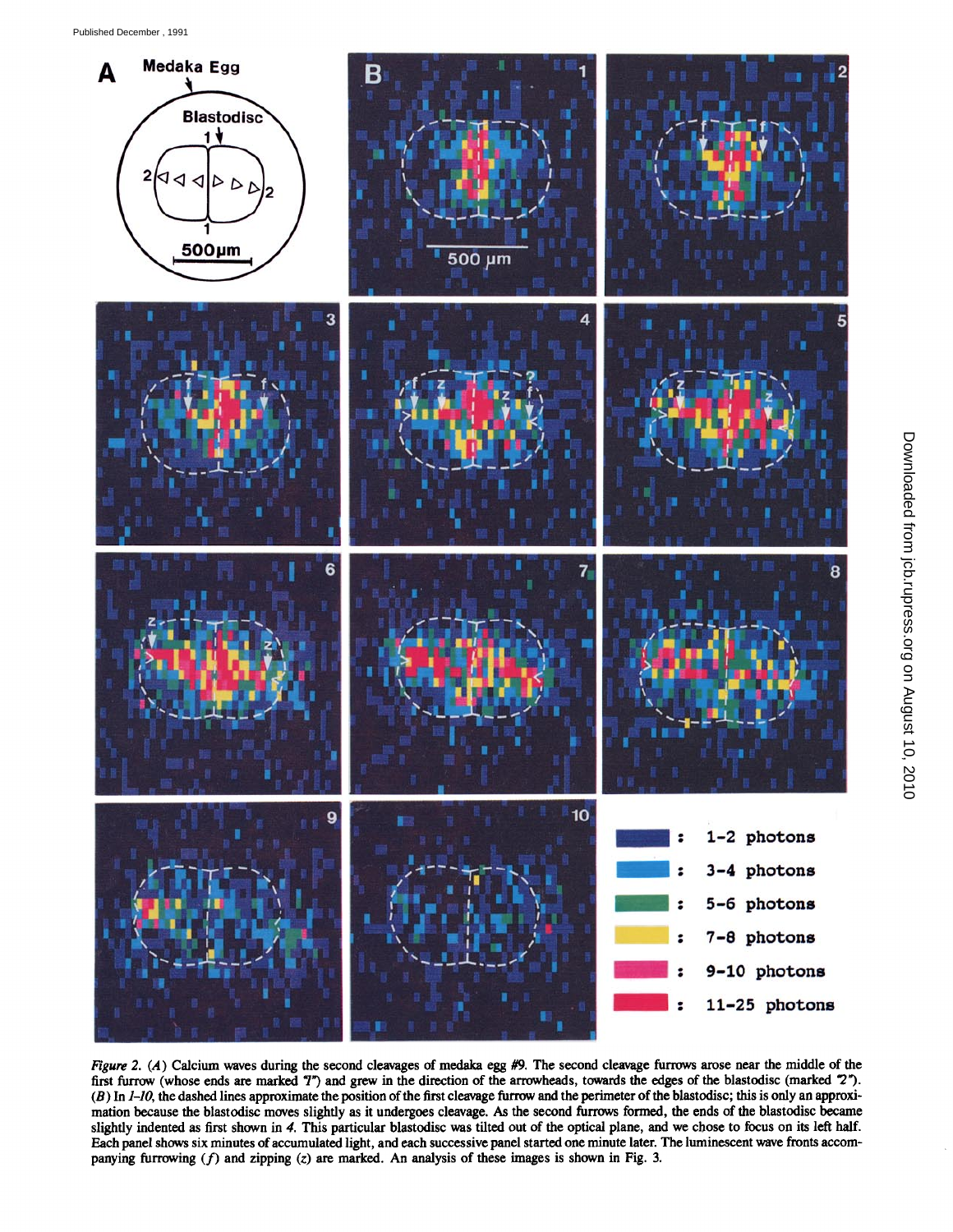*Figure 2.* (*A*) Calcium waves during the second cleavages of medaka egg #9. The second cleavage furrows arose near the middle of the first furrow (whose ends are marked "*1*") and grew in the direction of the arrowheads, towards the edges of the blastodisc (marked "*2*"). (*B*) In *1–10*, the dashed lines approximate the position of the first cleavage furrow and the perimeter of the blastodisc; this is only an approximation because the blastodisc moves slightly as it undergoes cleavage. As the second furrows formed, the ends of the blastodisc became slightly indented as first shown in *4*. This particular blastodisc was tilted out of the optical plane, and we chose to focus on its left half. Each panel shows six minutes of accumulated light, and each successive panel started one minute later. The luminescent wave fronts accompanying furrowing (*f*) and zipping (*z*) are marked. An analysis of these images is shown in Fig. 3.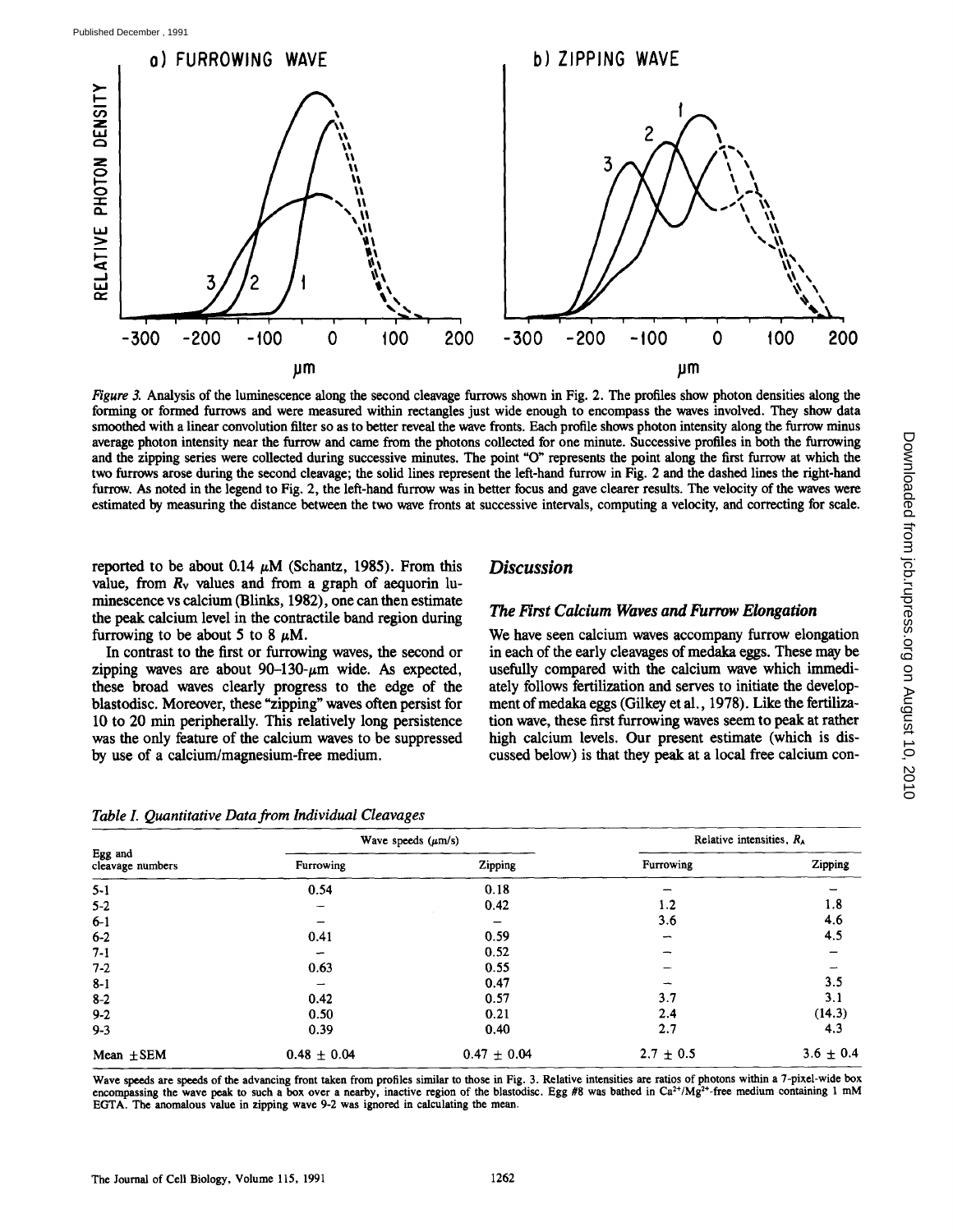*Figure 3.* Analysis of the luminescence along the second cleavage furrows shown in Fig. 2. The profiles show photon densities along the forming or formed furrows and were measured within rectangles just wide enough to encompass the waves involved. They show data smoothed with a linear convolution filter so as to better reveal the wave fronts. Each profile shows photon intensity along the furrow minus average photon intensity near the furrow and came from the photons collected for one minute. Successive profiles in both the furrowing and the zipping series were collected during successive minutes. The point "O" represents the point along the first furrow at which the two furrows arose during the second cleavage; the solid lines represent the left-hand furrow in Fig. 2 and the dashed lines the right-hand furrow. As noted in the legend to Fig. 2, the left-hand furrow was in better focus and gave clearer results. The velocity of the waves were estimated by measuring the distance between the two wave fronts at successive intervals, computing a velocity, and correcting for scale.

reported to be about 0.14 μM (Schantz, 1985). From this value, from $R_V$ values and from a graph of aequorin luminescence vs calcium (Blinks, 1982), one can then estimate the peak calcium level in the contractile band region during furrowing to be about 5 to 8 μM.

In contrast to the first or furrowing waves, the second or zipping waves are about 90–130-μm wide. As expected, these broad waves clearly progress to the edge of the blastodisc. Moreover, these "zipping" waves often persist for 10 to 20 min peripherally. This relatively long persistence was the only feature of the calcium waves to be suppressed by use of a calcium/magnesium-free medium.

## Discussion

### The First Calcium Waves and Furrow Elongation

We have seen calcium waves accompany furrow elongation in each of the early cleavages of medaka eggs. These may be usefully compared with the calcium wave which immediately follows fertilization and serves to initiate the development of medaka eggs (Gilkey et al., 1978). Like the fertilization wave, these first furrowing waves seem to peak at rather high calcium levels. Our present estimate (which is discussed below) is that they peak at a local free calcium con-

*Table I. Quantitative Data from Individual Cleavages*

| Egg and cleavage numbers | Wave speeds (μm/s) | | Relative intensities, $R_A$ | |
|---|---|---|---|---|
| | Furrowing | Zipping | Furrowing | Zipping |
| 5-1 | 0.54 | 0.18 | – | – |
| 5-2 | – | 0.42 | 1.2 | 1.8 |
| 6-1 | – | – | 3.6 | 4.6 |
| 6-2 | 0.41 | 0.59 | – | 4.5 |
| 7-1 | – | 0.52 | – | – |
| 7-2 | 0.63 | 0.55 | – | – |
| 8-1 | – | 0.47 | – | 3.5 |
| 8-2 | 0.42 | 0.57 | 3.7 | 3.1 |
| 9-2 | 0.50 | 0.21 | 2.4 | (14.3) |
| 9-3 | 0.39 | 0.40 | 2.7 | 4.3 |
| Mean ±SEM | 0.48 ± 0.04 | 0.47 ± 0.04 | 2.7 ± 0.5 | 3.6 ± 0.4 |

Wave speeds are speeds of the advancing front taken from profiles similar to those in Fig. 3. Relative intensities are ratios of photons within a 7-pixel-wide box encompassing the wave peak to such a box over a nearby, inactive region of the blastodisc. Egg #8 was bathed in $Ca^{2+}/Mg^{2+}$-free medium containing 1 mM EGTA. The anomalous value in zipping wave 9-2 was ignored in calculating the mean.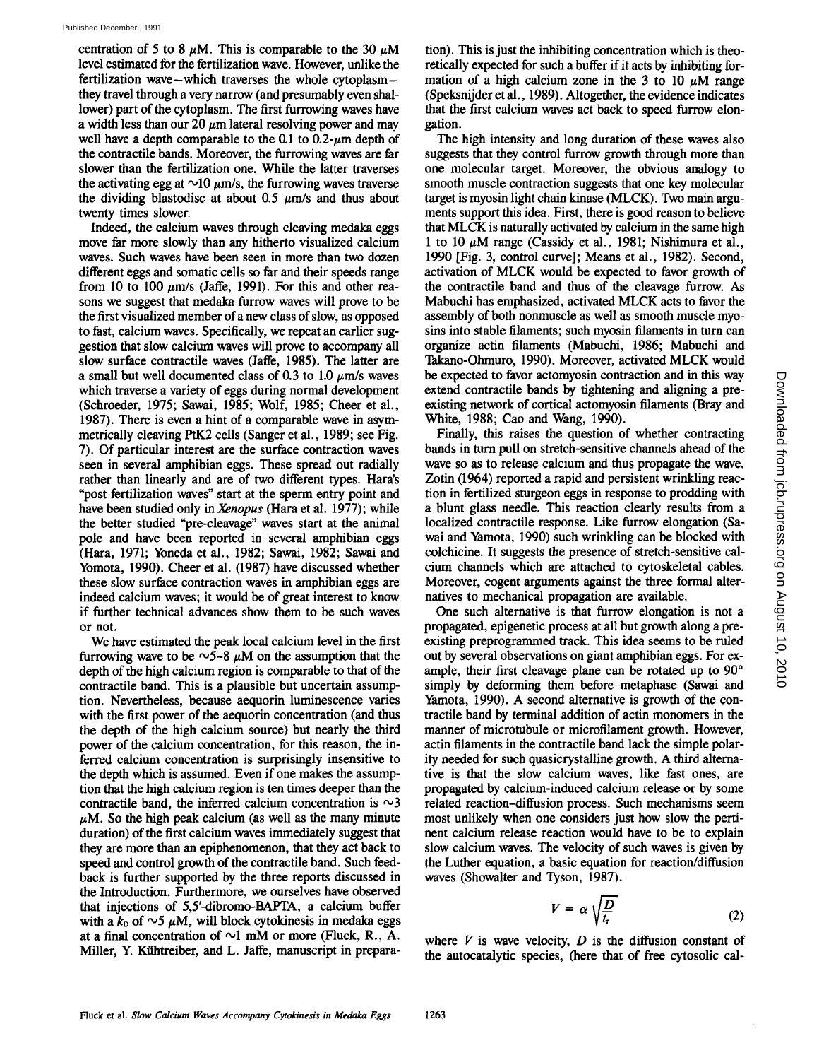centration of 5 to 8 μM. This is comparable to the 30 μM level estimated for the fertilization wave. However, unlike the fertilization wave—which traverses the whole cytoplasm—they travel through a very narrow (and presumably even shallower) part of the cytoplasm. The first furrowing waves have a width less than our 20 μm lateral resolving power and may well have a depth comparable to the 0.1 to 0.2-μm depth of the contractile bands. Moreover, the furrowing waves are far slower than the fertilization one. While the latter traverses the activating egg at ~10 μm/s, the furrowing waves traverse the dividing blastodisc at about 0.5 μm/s and thus about twenty times slower.

Indeed, the calcium waves through cleaving medaka eggs move far more slowly than any hitherto visualized calcium waves. Such waves have been seen in more than two dozen different eggs and somatic cells so far and their speeds range from 10 to 100 μm/s (Jaffe, 1991). For this and other reasons we suggest that medaka furrow waves will prove to be the first visualized member of a new class of slow, as opposed to fast, calcium waves. Specifically, we repeat an earlier suggestion that slow calcium waves will prove to accompany all slow surface contractile waves (Jaffe, 1985). The latter are a small but well documented class of 0.3 to 1.0 μm/s waves which traverse a variety of eggs during normal development (Schroeder, 1975; Sawai, 1985; Wolf, 1985; Cheer et al., 1987). There is even a hint of a comparable wave in asymmetrically cleaving PtK2 cells (Sanger et al., 1989; see Fig. 7). Of particular interest are the surface contraction waves seen in several amphibian eggs. These spread out radially rather than linearly and are of two different types. Hara's "post fertilization waves" start at the sperm entry point and have been studied only in *Xenopus* (Hara et al. 1977); while the better studied "pre-cleavage" waves start at the animal pole and have been reported in several amphibian eggs (Hara, 1971; Yoneda et al., 1982; Sawai, 1982; Sawai and Yomota, 1990). Cheer et al. (1987) have discussed whether these slow surface contraction waves in amphibian eggs are indeed calcium waves; it would be of great interest to know if further technical advances show them to be such waves or not.

We have estimated the peak local calcium level in the first furrowing wave to be ~5–8 μM on the assumption that the depth of the high calcium region is comparable to that of the contractile band. This is a plausible but uncertain assumption. Nevertheless, because aequorin luminescence varies with the first power of the aequorin concentration (and thus the depth of the high calcium source) but nearly the third power of the calcium concentration, for this reason, the inferred calcium concentration is surprisingly insensitive to the depth which is assumed. Even if one makes the assumption that the high calcium region is ten times deeper than the contractile band, the inferred calcium concentration is ~3 μM. So the high peak calcium (as well as the many minute duration) of the first calcium waves immediately suggest that they are more than an epiphenomenon, that they act back to speed and control growth of the contractile band. Such feedback is further supported by the three reports discussed in the Introduction. Furthermore, we ourselves have observed that injections of 5,5'-dibromo-BAPTA, a calcium buffer with a $k_D$ of ~5 μM, will block cytokinesis in medaka eggs at a final concentration of ~1 mM or more (Fluck, R., A. Miller, Y. Kühtreiber, and L. Jaffe, manuscript in preparation). This is just the inhibiting concentration which is theoretically expected for such a buffer if it acts by inhibiting formation of a high calcium zone in the 3 to 10 μM range (Speksnijder et al., 1989). Altogether, the evidence indicates that the first calcium waves act back to speed furrow elongation.

The high intensity and long duration of these waves also suggests that they control furrow growth through more than one molecular target. Moreover, the obvious analogy to smooth muscle contraction suggests that one key molecular target is myosin light chain kinase (MLCK). Two main arguments support this idea. First, there is good reason to believe that MLCK is naturally activated by calcium in the same high 1 to 10 μM range (Cassidy et al., 1981; Nishimura et al., 1990 [Fig. 3, control curve]; Means et al., 1982). Second, activation of MLCK would be expected to favor growth of the contractile band and thus of the cleavage furrow. As Mabuchi has emphasized, activated MLCK acts to favor the assembly of both nonmuscle as well as smooth muscle myosins into stable filaments; such myosin filaments in turn can organize actin filaments (Mabuchi, 1986; Mabuchi and Takano-Ohmuro, 1990). Moreover, activated MLCK would be expected to favor actomyosin contraction and in this way extend contractile bands by tightening and aligning a preexisting network of cortical actomyosin filaments (Bray and White, 1988; Cao and Wang, 1990).

Finally, this raises the question of whether contracting bands in turn pull on stretch-sensitive channels ahead of the wave so as to release calcium and thus propagate the wave. Zotin (1964) reported a rapid and persistent wrinkling reaction in fertilized sturgeon eggs in response to prodding with a blunt glass needle. This reaction clearly results from a localized contractile response. Like furrow elongation (Sawai and Yamota, 1990) such wrinkling can be blocked with colchicine. It suggests the presence of stretch-sensitive calcium channels which are attached to cytoskeletal cables. Moreover, cogent arguments against the three formal alternatives to mechanical propagation are available.

One such alternative is that furrow elongation is not a propagated, epigenetic process at all but growth along a preexisting preprogrammed track. This idea seems to be ruled out by several observations on giant amphibian eggs. For example, their first cleavage plane can be rotated up to 90° simply by deforming them before metaphase (Sawai and Yamota, 1990). A second alternative is growth of the contractile band by terminal addition of actin monomers in the manner of microtubule or microfilament growth. However, actin filaments in the contractile band lack the simple polarity needed for such quasicrystalline growth. A third alternative is that the slow calcium waves, like fast ones, are propagated by calcium-induced calcium release or by some related reaction–diffusion process. Such mechanisms seem most unlikely when one considers just how slow the pertinent calcium release reaction would have to be to explain slow calcium waves. The velocity of such waves is given by the Luther equation, a basic equation for reaction/diffusion waves (Showalter and Tyson, 1987).

$$V = \alpha \sqrt{\frac{D}{t_r}} \tag{2}$$

where $V$ is wave velocity, $D$ is the diffusion constant of the autocatalytic species, (here that of free cytosolic cal-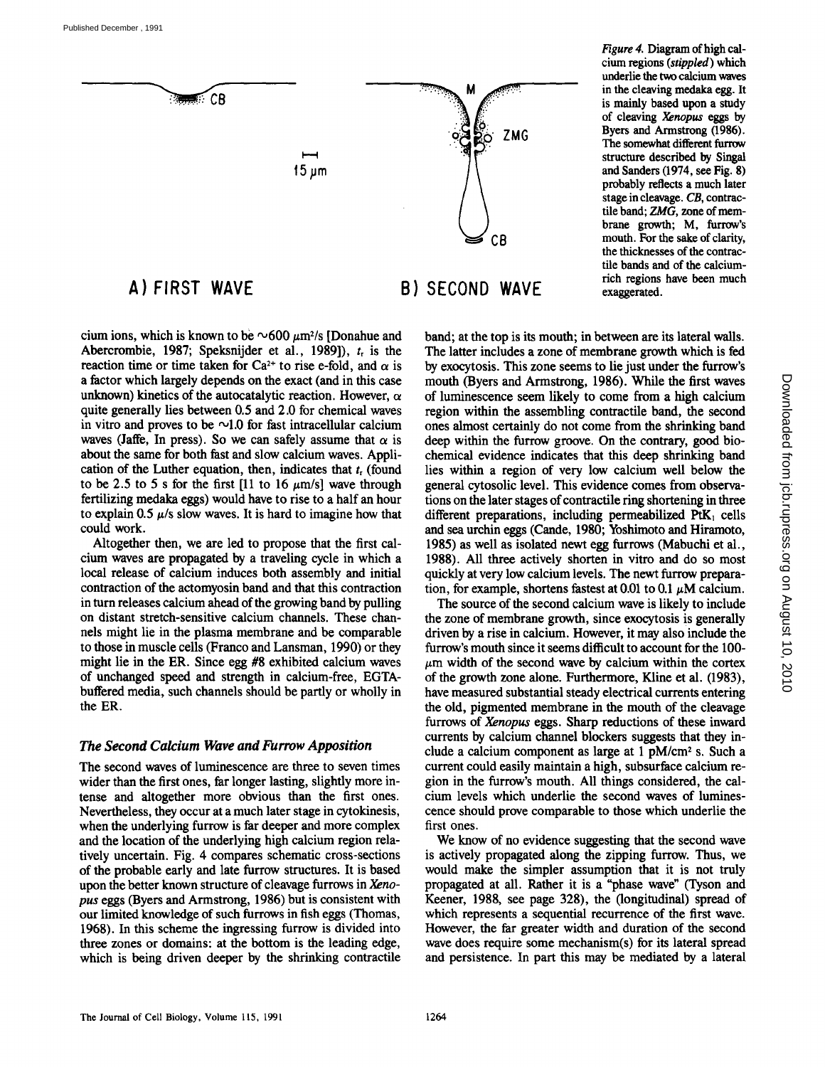A) FIRST WAVE

B) SECOND WAVE

*Figure 4.* Diagram of high calcium regions (*stippled*) which underlie the two calcium waves in the cleaving medaka egg. It is mainly based upon a study of cleaving *Xenopus* eggs by Byers and Armstrong (1986). The somewhat different furrow structure described by Singal and Sanders (1974, see Fig. 8) probably reflects a much later stage in cleavage. *CB*, contractile band; *ZMG*, zone of membrane growth; M, furrow's mouth. For the sake of clarity, the thicknesses of the contractile bands and of the calcium-rich regions have been much exaggerated.

cium ions, which is known to be ~600 $\mu m^2/s$ [Donahue and Abercrombie, 1987; Speksnijder et al., 1989]), $t_r$ is the reaction time or time taken for $Ca^{2+}$ to rise e-fold, and $\alpha$ is a factor which largely depends on the exact (and in this case unknown) kinetics of the autocatalytic reaction. However, $\alpha$ quite generally lies between 0.5 and 2.0 for chemical waves in vitro and proves to be ~1.0 for fast intracellular calcium waves (Jaffe, In press). So we can safely assume that $\alpha$ is about the same for both fast and slow calcium waves. Application of the Luther equation, then, indicates that $t_r$ (found to be 2.5 to 5 s for the first [11 to 16 $\mu m/s$] wave through fertilizing medaka eggs) would have to rise to a half an hour to explain 0.5 $\mu/s$ slow waves. It is hard to imagine how that could work.

Altogether then, we are led to propose that the first calcium waves are propagated by a traveling cycle in which a local release of calcium induces both assembly and initial contraction of the actomyosin band and that this contraction in turn releases calcium ahead of the growing band by pulling on distant stretch-sensitive calcium channels. These channels might lie in the plasma membrane and be comparable to those in muscle cells (Franco and Lansman, 1990) or they might lie in the ER. Since egg #8 exhibited calcium waves of unchanged speed and strength in calcium-free, EGTA-buffered media, such channels should be partly or wholly in the ER.

### *The Second Calcium Wave and Furrow Apposition*

The second waves of luminescence are three to seven times wider than the first ones, far longer lasting, slightly more intense and altogether more obvious than the first ones. Nevertheless, they occur at a much later stage in cytokinesis, when the underlying furrow is far deeper and more complex and the location of the underlying high calcium region relatively uncertain. Fig. 4 compares schematic cross-sections of the probable early and late furrow structures. It is based upon the better known structure of cleavage furrows in *Xenopus* eggs (Byers and Armstrong, 1986) but is consistent with our limited knowledge of such furrows in fish eggs (Thomas, 1968). In this scheme the ingressing furrow is divided into three zones or domains: at the bottom is the leading edge, which is being driven deeper by the shrinking contractile band; at the top is its mouth; in between are its lateral walls. The latter includes a zone of membrane growth which is fed by exocytosis. This zone seems to lie just under the furrow's mouth (Byers and Armstrong, 1986). While the first waves of luminescence seem likely to come from a high calcium region within the assembling contractile band, the second ones almost certainly do not come from the shrinking band deep within the furrow groove. On the contrary, good biochemical evidence indicates that this deep shrinking band lies within a region of very low calcium well below the general cytosolic level. This evidence comes from observations on the later stages of contractile ring shortening in three different preparations, including permeabilized $PtK_1$ cells and sea urchin eggs (Cande, 1980; Yoshimoto and Hiramoto, 1985) as well as isolated newt egg furrows (Mabuchi et al., 1988). All three actively shorten in vitro and do so most quickly at very low calcium levels. The newt furrow preparation, for example, shortens fastest at 0.01 to 0.1 $\mu M$ calcium.

The source of the second calcium wave is likely to include the zone of membrane growth, since exocytosis is generally driven by a rise in calcium. However, it may also include the furrow's mouth since it seems difficult to account for the 100-$\mu m$ width of the second wave by calcium within the cortex of the growth zone alone. Furthermore, Kline et al. (1983), have measured substantial steady electrical currents entering the old, pigmented membrane in the mouth of the cleavage furrows of *Xenopus* eggs. Sharp reductions of these inward currents by calcium channel blockers suggests that they include a calcium component as large at 1 $pM/cm^2$ s. Such a current could easily maintain a high, subsurface calcium region in the furrow's mouth. All things considered, the calcium levels which underlie the second waves of luminescence should prove comparable to those which underlie the first ones.

We know of no evidence suggesting that the second wave is actively propagated along the zipping furrow. Thus, we would make the simpler assumption that it is not truly propagated at all. Rather it is a "phase wave" (Tyson and Keener, 1988, see page 328), the (longitudinal) spread of which represents a sequential recurrence of the first wave. However, the far greater width and duration of the second wave does require some mechanism(s) for its lateral spread and persistence. In part this may be mediated by a lateral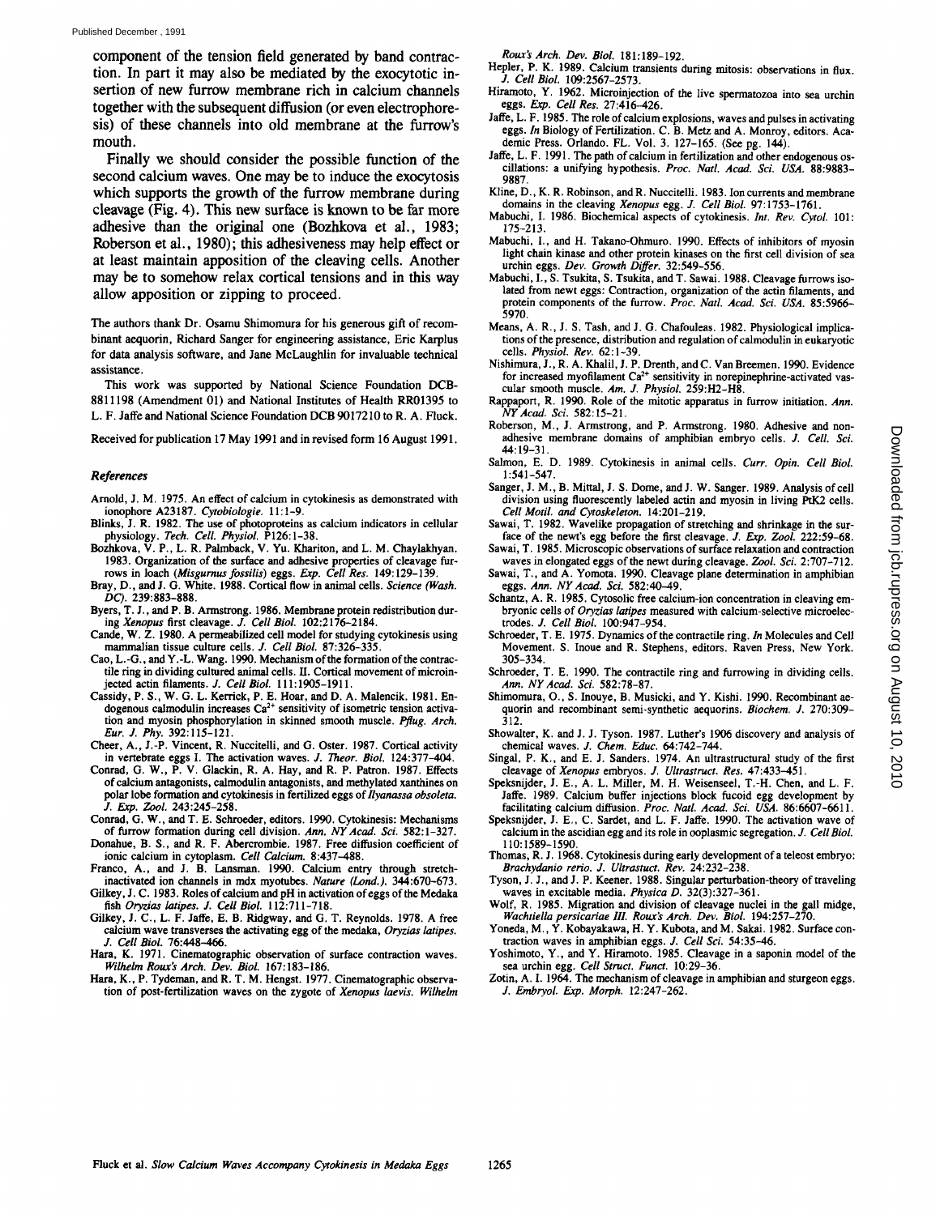component of the tension field generated by band contraction. In part it may also be mediated by the exocytotic insertion of new furrow membrane rich in calcium channels together with the subsequent diffusion (or even electrophoresis) of these channels into old membrane at the furrow's mouth.

Finally we should consider the possible function of the second calcium waves. One may be to induce the exocytosis which supports the growth of the furrow membrane during cleavage (Fig. 4). This new surface is known to be far more adhesive than the original one (Bozhkova et al., 1983; Roberson et al., 1980); this adhesiveness may help effect or at least maintain apposition of the cleaving cells. Another may be to somehow relax cortical tensions and in this way allow apposition or zipping to proceed.

The authors thank Dr. Osamu Shimomura for his generous gift of recombinant aequorin, Richard Sanger for engineering assistance, Eric Karplus for data analysis software, and Jane McLaughlin for invaluable technical assistance.

This work was supported by National Science Foundation DCB-8811198 (Amendment 01) and National Institutes of Health RR01395 to L. F. Jaffe and National Science Foundation DCB 9017210 to R. A. Fluck.

Received for publication 17 May 1991 and in revised form 16 August 1991.

### References

Arnold, J. M. 1975. An effect of calcium in cytokinesis as demonstrated with ionophore A23187. *Cytobiologie.* 11:1-9.

Blinks, J. R. 1982. The use of photoproteins as calcium indicators in cellular physiology. *Tech. Cell. Physiol.* P126:1-38.

Bozhkova, V. P., L. R. Palmback, V. Yu. Khariton, and L. M. Chaylakhyan. 1983. Organization of the surface and adhesive properties of cleavage furrows in loach (*Misgurnus fossilis*) eggs. *Exp. Cell Res.* 149:129-139.

Bray, D., and J. G. White. 1988. Cortical flow in animal cells. *Science (Wash. DC).* 239:883-888.

Byers, T. J., and P. B. Armstrong. 1986. Membrane protein redistribution during *Xenopus* first cleavage. *J. Cell Biol.* 102:2176-2184.

Cande, W. Z. 1980. A permeabilized cell model for studying cytokinesis using mammalian tissue culture cells. *J. Cell Biol.* 87:326-335.

Cao, L.-G., and Y.-L. Wang. 1990. Mechanism of the formation of the contractile ring in dividing cultured animal cells. II. Cortical movement of microinjected actin filaments. *J. Cell Biol.* 111:1905-1911.

Cassidy, P. S., W. G. L. Kerrick, P. E. Hoar, and D. A. Malencik. 1981. Endogenous calmodulin increases $Ca^{2+}$ sensitivity of isometric tension activation and myosin phosphorylation in skinned smooth muscle. *Pflug. Arch. Eur. J. Phy.* 392:115-121.

Cheer, A., J.-P. Vincent, R. Nuccitelli, and G. Oster. 1987. Cortical activity in vertebrate eggs I. The activation waves. *J. Theor. Biol.* 124:377-404.

Conrad, G. W., P. V. Glackin, R. A. Hay, and R. P. Patron. 1987. Effects of calcium antagonists, calmodulin antagonists, and methylated xanthines on polar lobe formation and cytokinesis in fertilized eggs of *Ilyanassa obsoleta. J. Exp. Zool.* 243:245-258.

Conrad, G. W., and T. E. Schroeder, editors. 1990. Cytokinesis: Mechanisms of furrow formation during cell division. *Ann. NY Acad. Sci.* 582:1-327.

Donahue, B. S., and R. F. Abercrombie. 1987. Free diffusion coefficient of ionic calcium in cytoplasm. *Cell Calcium.* 8:437-488.

Franco, A., and J. B. Lansman. 1990. Calcium entry through stretch-inactivated ion channels in mdx myotubes. *Nature (Lond.).* 344:670-673.

Gilkey, J. C. 1983. Roles of calcium and pH in activation of eggs of the Medaka fish *Oryzias latipes. J. Cell Biol.* 112:711-718.

Gilkey, J. C., L. F. Jaffe, E. B. Ridgway, and G. T. Reynolds. 1978. A free calcium wave transverses the activating egg of the medaka, *Oryzias latipes. J. Cell Biol.* 76:448-466.

Hara, K. 1971. Cinematographic observation of surface contraction waves. *Wilhelm Roux's Arch. Dev. Biol.* 167:183-186.

Hara, K., P. Tydeman, and R. T. M. Hengst. 1977. Cinematographic observation of post-fertilization waves on the zygote of *Xenopus laevis. Wilhelm Roux's Arch. Dev. Biol.* 181:189-192.

Hepler, P. K. 1989. Calcium transients during mitosis: observations in flux. *J. Cell Biol.* 109:2567-2573.

Hiramoto, Y. 1962. Microinjection of the live spermatozoa into sea urchin eggs. *Exp. Cell Res.* 27:416-426.

Jaffe, L. F. 1985. The role of calcium explosions, waves and pulses in activating eggs. *In* Biology of Fertilization. C. B. Metz and A. Monroy, editors. Academic Press. Orlando. FL. Vol. 3. 127-165. (See pg. 144).

Jaffe, L. F. 1991. The path of calcium in fertilization and other endogenous oscillations: a unifying hypothesis. *Proc. Natl. Acad. Sci. USA.* 88:9883-9887.

Kline, D., K. R. Robinson, and R. Nuccitelli. 1983. Ion currents and membrane domains in the cleaving *Xenopus* egg. *J. Cell Biol.* 97:1753-1761.

Mabuchi, I. 1986. Biochemical aspects of cytokinesis. *Int. Rev. Cytol.* 101:175-213.

Mabuchi, I., and H. Takano-Ohmuro. 1990. Effects of inhibitors of myosin light chain kinase and other protein kinases on the first cell division of sea urchin eggs. *Dev. Growth Differ.* 32:549-556.

Mabuchi, I., S. Tsukita, S. Tsukita, and T. Sawai. 1988. Cleavage furrows isolated from newt eggs: Contraction, organization of the actin filaments, and protein components of the furrow. *Proc. Natl. Acad. Sci. USA.* 85:5966-5970.

Means, A. R., J. S. Tash, and J. G. Chafouleas. 1982. Physiological implications of the presence, distribution and regulation of calmodulin in eukaryotic cells. *Physiol. Rev.* 62:1-39.

Nishimura, J., R. A. Khalil, J. P. Drenth, and C. Van Breemen. 1990. Evidence for increased myofilament $Ca^{2+}$ sensitivity in norepinephrine-activated vascular smooth muscle. *Am. J. Physiol.* 259:H2-H8.

Rappaport, R. 1990. Role of the mitotic apparatus in furrow initiation. *Ann. NY Acad. Sci.* 582:15-21.

Roberson, M., J. Armstrong, and P. Armstrong. 1980. Adhesive and nonadhesive membrane domains of amphibian embryo cells. *J. Cell. Sci.* 44:19-31.

Salmon, E. D. 1989. Cytokinesis in animal cells. *Curr. Opin. Cell Biol.* 1:541-547.

Sanger, J. M., B. Mittal, J. S. Dome, and J. W. Sanger. 1989. Analysis of cell division using fluorescently labeled actin and myosin in living PtK2 cells. *Cell Motil. and Cytoskeleton.* 14:201-219.

Sawai, T. 1982. Wavelike propagation of stretching and shrinkage in the surface of the newt's egg before the first cleavage. *J. Exp. Zool.* 222:59-68.

Sawai, T. 1985. Microscopic observations of surface relaxation and contraction waves in elongated eggs of the newt during cleavage. *Zool. Sci.* 2:707-712.

Sawai, T., and A. Yomota. 1990. Cleavage plane determination in amphibian eggs. *Ann. NY Acad. Sci.* 582:40-49.

Schantz, A. R. 1985. Cytosolic free calcium-ion concentration in cleaving embryonic cells of *Oryzias latipes* measured with calcium-selective microelectrodes. *J. Cell Biol.* 100:947-954.

Schroeder, T. E. 1975. Dynamics of the contractile ring. *In* Molecules and Cell Movement. S. Inoue and R. Stephens, editors. Raven Press, New York. 305-334.

Schroeder, T. E. 1990. The contractile ring and furrowing in dividing cells. *Ann. NY Acad. Sci.* 582:78-87.

Shimomura, O., S. Inouye, B. Musicki, and Y. Kishi. 1990. Recombinant aequorin and recombinant semi-synthetic aequorins. *Biochem. J.* 270:309-312.

Showalter, K. and J. J. Tyson. 1987. Luther's 1906 discovery and analysis of chemical waves. *J. Chem. Educ.* 64:742-744.

Singal, P. K., and E. J. Sanders. 1974. An ultrastructural study of the first cleavage of *Xenopus* embryos. *J. Ultrastruct. Res.* 47:433-451.

Speksnijder, J. E., A. L. Miller, M. H. Weisenseel, T.-H. Chen, and L. F. Jaffe. 1989. Calcium buffer injections block fucoid egg development by facilitating calcium diffusion. *Proc. Natl. Acad. Sci. USA.* 86:6607-6611.

Speksnijder, J. E., C. Sardet, and L. F. Jaffe. 1990. The activation wave of calcium in the ascidian egg and its role in ooplasmic segregation. *J. Cell Biol.* 110:1589-1590.

Thomas, R. J. 1968. Cytokinesis during early development of a teleost embryo: *Brachydanio rerio. J. Ultrastuct. Rev.* 24:232-238.

Tyson, J. J., and J. P. Keener. 1988. Singular perturbation-theory of traveling waves in excitable media. *Physica D.* 32(3):327-361.

Wolf, R. 1985. Migration and division of cleavage nuclei in the gall midge, *Wachtiella persicariae III. Roux's Arch. Dev. Biol.* 194:257-270.

Yoneda, M., Y. Kobayakawa, H. Y. Kubota, and M. Sakai. 1982. Surface contraction waves in amphibian eggs. *J. Cell Sci.* 54:35-46.

Yoshimoto, Y., and Y. Hiramoto. 1985. Cleavage in a saponin model of the sea urchin egg. *Cell Struct. Funct.* 10:29-36.

Zotin, A. I. 1964. The mechanism of cleavage in amphibian and sturgeon eggs. *J. Embryol. Exp. Morph.* 12:247-262.